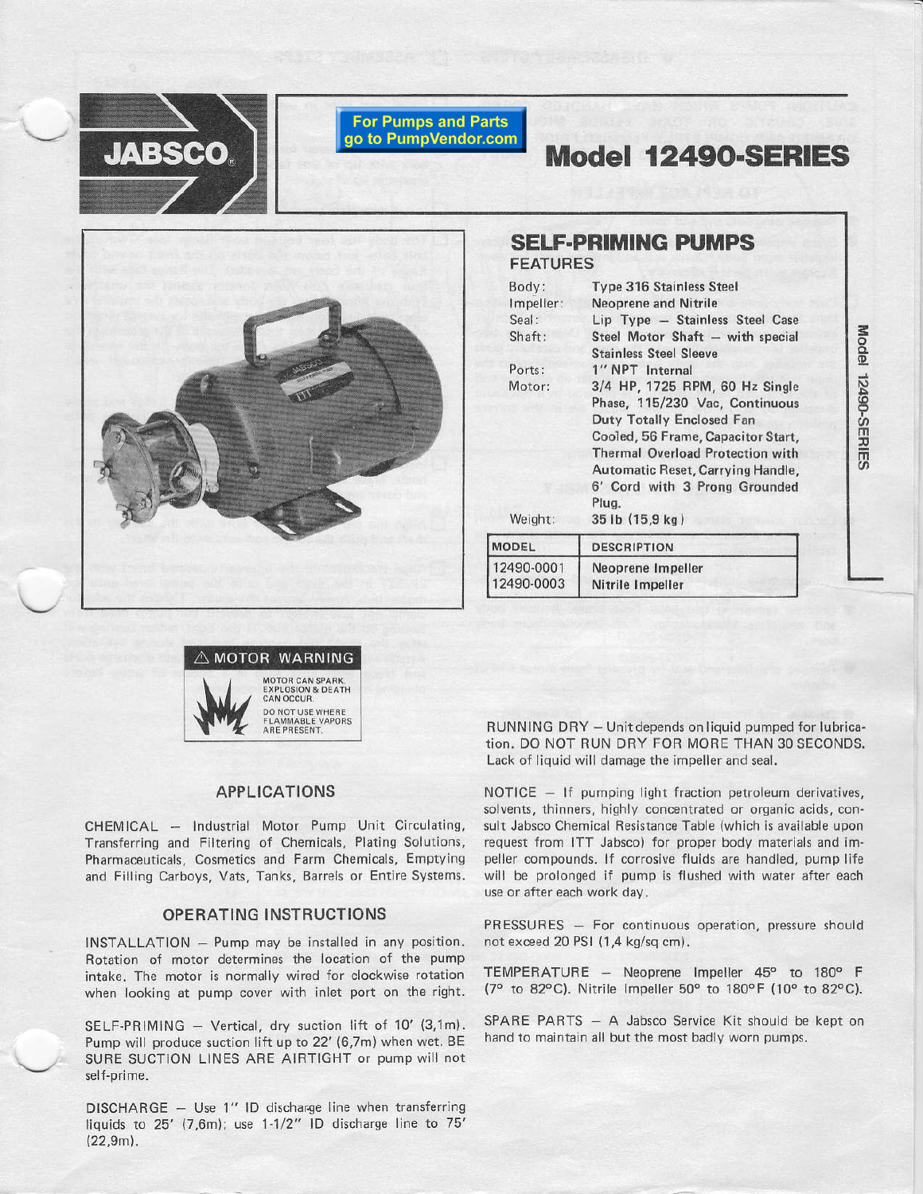JABSCO

For Pumps and Parts go to PumpVendor.com

# Model 12490-SERIES

## SELF-PRIMING PUMPS

### FEATURES

| | |
|---|---|
| Body: | Type 316 Stainless Steel |
| Impeller: | Neoprene and Nitrile |
| Seal: | Lip Type — Stainless Steel Case |
| Shaft: | Steel Motor Shaft — with special Stainless Steel Sleeve |
| Ports: | 1" NPT Internal |
| Motor: | 3/4 HP, 1725 RPM, 60 Hz Single Phase, 115/230 Vac, Continuous Duty Totally Enclosed Fan Cooled, 56 Frame, Capacitor Start, Thermal Overload Protection with Automatic Reset, Carrying Handle, 6' Cord with 3 Prong Grounded Plug. |
| Weight: | 35 lb (15,9 kg) |

| MODEL | DESCRIPTION |
|---|---|
| 12490-0001 | Neoprene Impeller |
| 12490-0003 | Nitrile Impeller |

**⚠ MOTOR WARNING**

MOTOR CAN SPARK. EXPLOSION & DEATH CAN OCCUR.
DO NOT USE WHERE FLAMMABLE VAPORS ARE PRESENT.

### APPLICATIONS

CHEMICAL — Industrial Motor Pump Unit Circulating, Transferring and Filtering of Chemicals, Plating Solutions, Pharmaceuticals, Cosmetics and Farm Chemicals, Emptying and Filling Carboys, Vats, Tanks, Barrels or Entire Systems.

### OPERATING INSTRUCTIONS

INSTALLATION — Pump may be installed in any position. Rotation of motor determines the location of the pump intake. The motor is normally wired for clockwise rotation when looking at pump cover with inlet port on the right.

SELF-PRIMING — Vertical, dry suction lift of 10' (3,1m). Pump will produce suction lift up to 22' (6,7m) when wet. BE SURE SUCTION LINES ARE AIRTIGHT or pump will not self-prime.

DISCHARGE — Use 1" ID discharge line when transferring liquids to 25' (7,6m); use 1-1/2" ID discharge line to 75' (22,9m).

RUNNING DRY — Unit depends on liquid pumped for lubrication. DO NOT RUN DRY FOR MORE THAN 30 SECONDS. Lack of liquid will damage the impeller and seal.

NOTICE — If pumping light fraction petroleum derivatives, solvents, thinners, highly concentrated or organic acids, consult Jabsco Chemical Resistance Table (which is available upon request from ITT Jabsco) for proper body materials and impeller compounds. If corrosive fluids are handled, pump life will be prolonged if pump is flushed with water after each use or after each work day.

PRESSURES — For continuous operation, pressure should not exceed 20 PSI (1,4 kg/sq cm).

TEMPERATURE — Neoprene Impeller 45° to 180° F (7° to 82°C). Nitrile Impeller 50° to 180°F (10° to 82°C).

SPARE PARTS — A Jabsco Service Kit should be kept on hand to maintain all but the most badly worn pumps.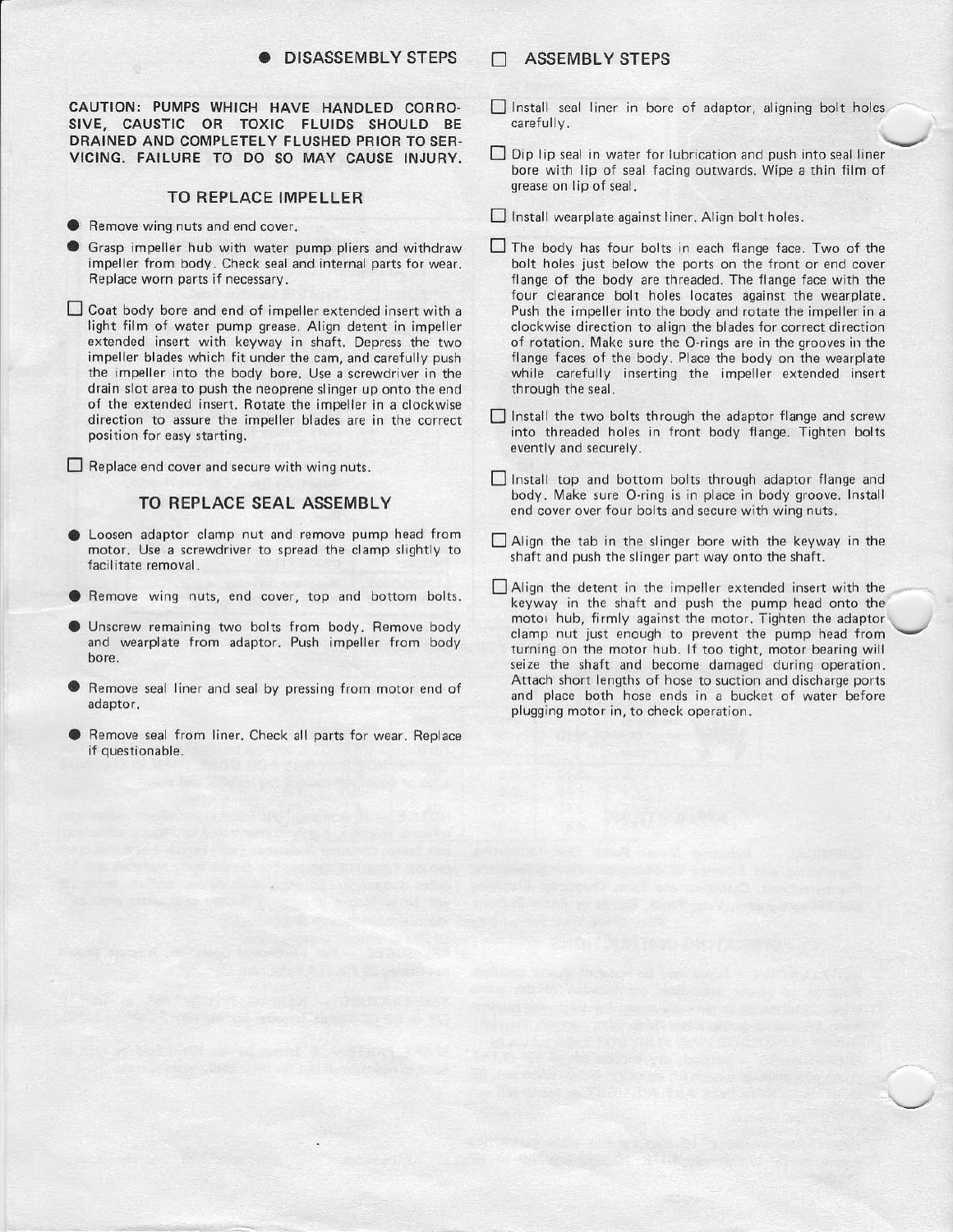● DISASSEMBLY STEPS ☐ ASSEMBLY STEPS

**CAUTION: PUMPS WHICH HAVE HANDLED CORROSIVE, CAUSTIC OR TOXIC FLUIDS SHOULD BE DRAINED AND COMPLETELY FLUSHED PRIOR TO SERVICING. FAILURE TO DO SO MAY CAUSE INJURY.**

## TO REPLACE IMPELLER

- ● Remove wing nuts and end cover.
- ● Grasp impeller hub with water pump pliers and withdraw impeller from body. Check seal and internal parts for wear. Replace worn parts if necessary.
- ☐ Coat body bore and end of impeller extended insert with a light film of water pump grease. Align detent in impeller extended insert with keyway in shaft. Depress the two impeller blades which fit under the cam, and carefully push the impeller into the body bore. Use a screwdriver in the drain slot area to push the neoprene slinger up onto the end of the extended insert. Rotate the impeller in a clockwise direction to assure the impeller blades are in the correct position for easy starting.
- ☐ Replace end cover and secure with wing nuts.

## TO REPLACE SEAL ASSEMBLY

- ● Loosen adaptor clamp nut and remove pump head from motor. Use a screwdriver to spread the clamp slightly to facilitate removal.
- ● Remove wing nuts, end cover, top and bottom bolts.
- ● Unscrew remaining two bolts from body. Remove body and wearplate from adaptor. Push impeller from body bore.
- ● Remove seal liner and seal by pressing from motor end of adaptor.
- ● Remove seal from liner. Check all parts for wear. Replace if questionable.
- ☐ Install seal liner in bore of adaptor, aligning bolt holes carefully.
- ☐ Dip lip seal in water for lubrication and push into seal liner bore with lip of seal facing outwards. Wipe a thin film of grease on lip of seal.
- ☐ Install wearplate against liner. Align bolt holes.
- ☐ The body has four bolts in each flange face. Two of the bolt holes just below the ports on the front or end cover flange of the body are threaded. The flange face with the four clearance bolt holes locates against the wearplate. Push the impeller into the body and rotate the impeller in a clockwise direction to align the blades for correct direction of rotation. Make sure the O-rings are in the grooves in the flange faces of the body. Place the body on the wearplate while carefully inserting the impeller extended insert through the seal.
- ☐ Install the two bolts through the adaptor flange and screw into threaded holes in front body flange. Tighten bolts evently and securely.
- ☐ Install top and bottom bolts through adaptor flange and body. Make sure O-ring is in place in body groove. Install end cover over four bolts and secure with wing nuts.
- ☐ Align the tab in the slinger bore with the keyway in the shaft and push the slinger part way onto the shaft.
- ☐ Align the detent in the impeller extended insert with the keyway in the shaft and push the pump head onto the motor hub, firmly against the motor. Tighten the adaptor clamp nut just enough to prevent the pump head from turning on the motor hub. If too tight, motor bearing will seize the shaft and become damaged during operation. Attach short lengths of hose to suction and discharge ports and place both hose ends in a bucket of water before plugging motor in, to check operation.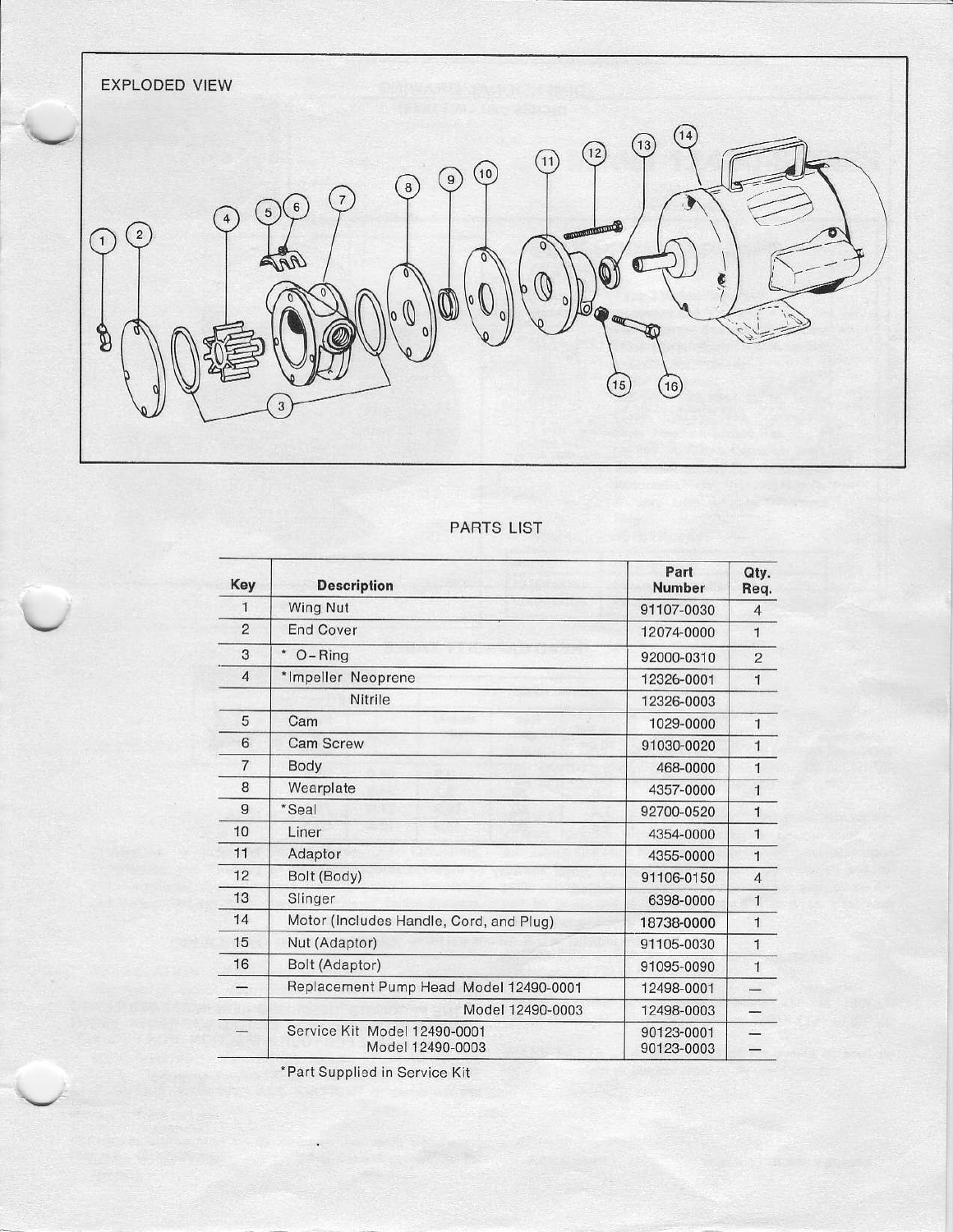EXPLODED VIEW

## PARTS LIST

| Key | Description | Part Number | Qty. Req. |
|---|---|---|---|
| 1 | Wing Nut | 91107-0030 | 4 |
| 2 | End Cover | 12074-0000 | 1 |
| 3 | * O-Ring | 92000-0310 | 2 |
| 4 | *Impeller Neoprene | 12326-0001 | 1 |
| | Nitrile | 12326-0003 | |
| 5 | Cam | 1029-0000 | 1 |
| 6 | Cam Screw | 91030-0020 | 1 |
| 7 | Body | 468-0000 | 1 |
| 8 | Wearplate | 4357-0000 | 1 |
| 9 | *Seal | 92700-0520 | 1 |
| 10 | Liner | 4354-0000 | 1 |
| 11 | Adaptor | 4355-0000 | 1 |
| 12 | Bolt (Body) | 91106-0150 | 4 |
| 13 | Slinger | 6398-0000 | 1 |
| 14 | Motor (Includes Handle, Cord, and Plug) | 18738-0000 | 1 |
| 15 | Nut (Adaptor) | 91105-0030 | 1 |
| 16 | Bolt (Adaptor) | 91095-0090 | 1 |
| — | Replacement Pump Head Model 12490-0001 | 12498-0001 | — |
| | Model 12490-0003 | 12498-0003 | — |
| — | Service Kit Model 12490-0001<br>Model 12490-0003 | 90123-0001<br>90123-0003 | —<br>— |

*Part Supplied in Service Kit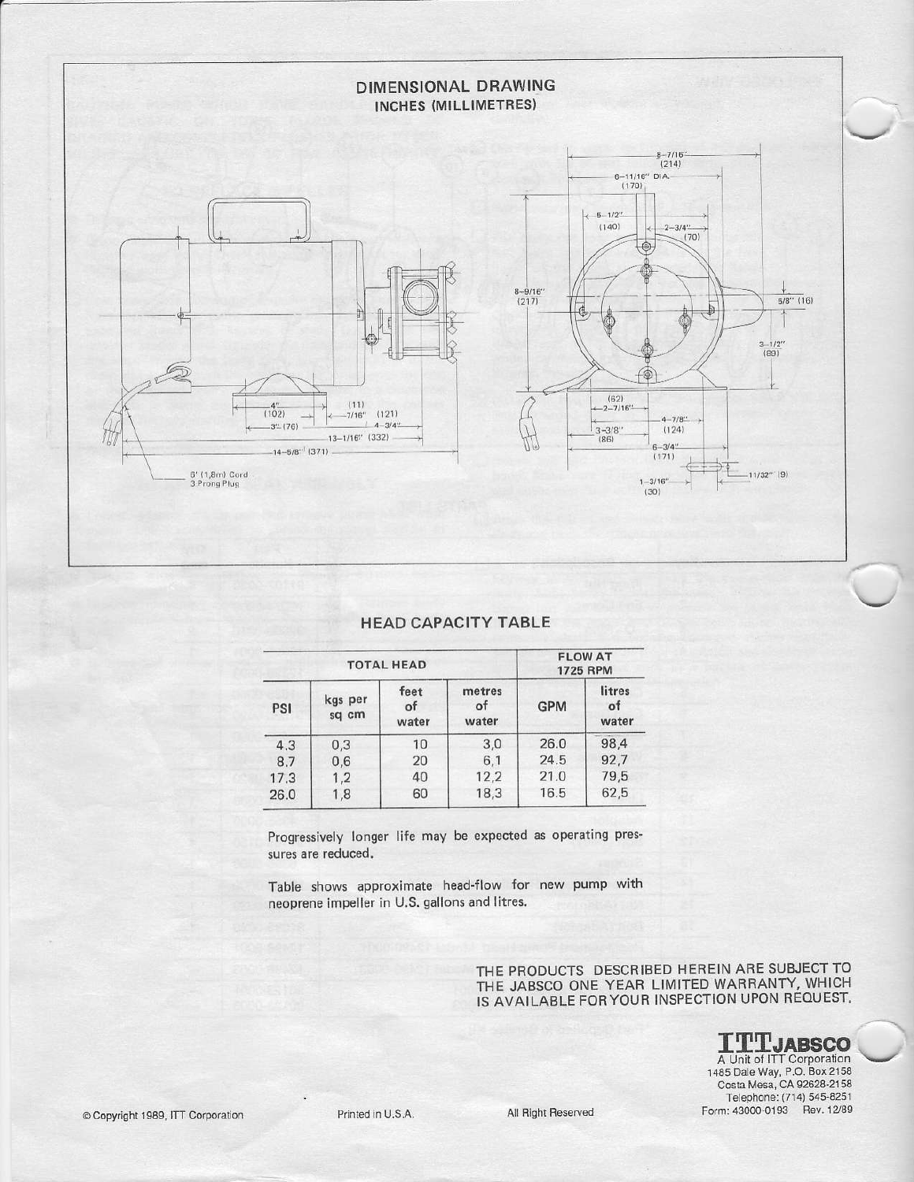## DIMENSIONAL DRAWING

INCHES (MILLIMETRES)

8–7/16" (214)

6–11/16" DIA. (170)

5–1/2" (140)

2–3/4" (70)

8–9/16" (217)

5/8" (16)

3–1/2" (89)

(62) 2–7/16"

4–7/8" (124)

3–3/8" (86)

6–3/4" (171)

1–3/16" (30)

11/32" (9)

4" (102)

(11) 7/16"

(121) 4–3/4"

3" (76)

13–1/16" (332)

14–5/8" (371)

6' (1,8m) Cord 3 Prong Plug

## HEAD CAPACITY TABLE

| TOTAL HEAD | | | | FLOW AT 1725 RPM | |
|---|---|---|---|---|---|
| PSI | kgs per sq cm | feet of water | metres of water | GPM | litres of water |
| 4.3 | 0,3 | 10 | 3,0 | 26.0 | 98,4 |
| 8.7 | 0,6 | 20 | 6,1 | 24.5 | 92,7 |
| 17.3 | 1,2 | 40 | 12,2 | 21.0 | 79,5 |
| 26.0 | 1,8 | 60 | 18,3 | 16.5 | 62,5 |

Progressively longer life may be expected as operating pressures are reduced.

Table shows approximate head-flow for new pump with neoprene impeller in U.S. gallons and litres.

THE PRODUCTS DESCRIBED HEREIN ARE SUBJECT TO THE JABSCO ONE YEAR LIMITED WARRANTY, WHICH IS AVAILABLE FOR YOUR INSPECTION UPON REQUEST.

**ITT JABSCO**
A Unit of ITT Corporation
1485 Dale Way, P.O. Box 2158
Costa Mesa, CA 92628-2158
Telephone: (714) 545-8251
Form: 43000-0193 Rev. 12/89

© Copyright 1989, ITT Corporation    Printed in U.S.A.    All Right Reserved